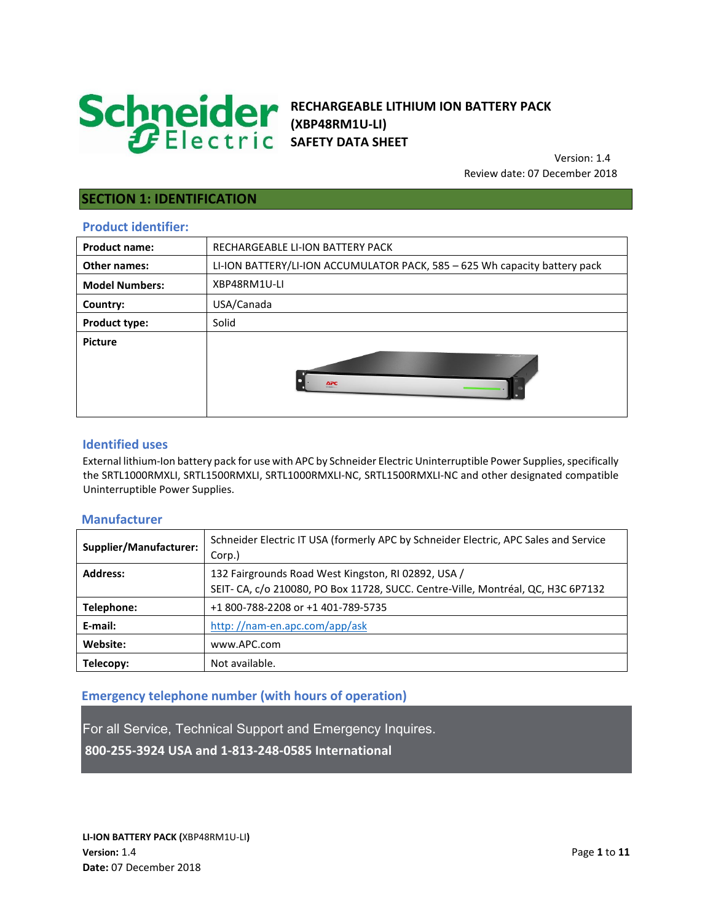# RECHARGEABLE LITHIUM ION BATTERY PACK (XBP48RM1U-LI) SAFETY DATA SHEET

Version: 1.4
Review date: 07 December 2018

## SECTION 1: IDENTIFICATION

### Product identifier:

| | |
|---|---|
| **Product name:** | RECHARGEABLE LI-ION BATTERY PACK |
| **Other names:** | LI-ION BATTERY/LI-ION ACCUMULATOR PACK, 585 – 625 Wh capacity battery pack |
| **Model Numbers:** | XBP48RM1U-LI |
| **Country:** | USA/Canada |
| **Product type:** | Solid |
| **Picture** | |

### Identified uses

External lithium-Ion battery pack for use with APC by Schneider Electric Uninterruptible Power Supplies, specifically the SRTL1000RMXLI, SRTL1500RMXLI, SRTL1000RMXLI-NC, SRTL1500RMXLI-NC and other designated compatible Uninterruptible Power Supplies.

### Manufacturer

| | |
|---|---|
| **Supplier/Manufacturer:** | Schneider Electric IT USA (formerly APC by Schneider Electric, APC Sales and Service Corp.) |
| **Address:** | 132 Fairgrounds Road West Kingston, RI 02892, USA / SEIT- CA, c/o 210080, PO Box 11728, SUCC. Centre-Ville, Montréal, QC, H3C 6P7132 |
| **Telephone:** | +1 800-788-2208 or +1 401-789-5735 |
| **E-mail:** | http: //nam-en.apc.com/app/ask |
| **Website:** | www.APC.com |
| **Telecopy:** | Not available. |

### Emergency telephone number (with hours of operation)

For all Service, Technical Support and Emergency Inquires.

**800-255-3924 USA and 1-813-248-0585 International**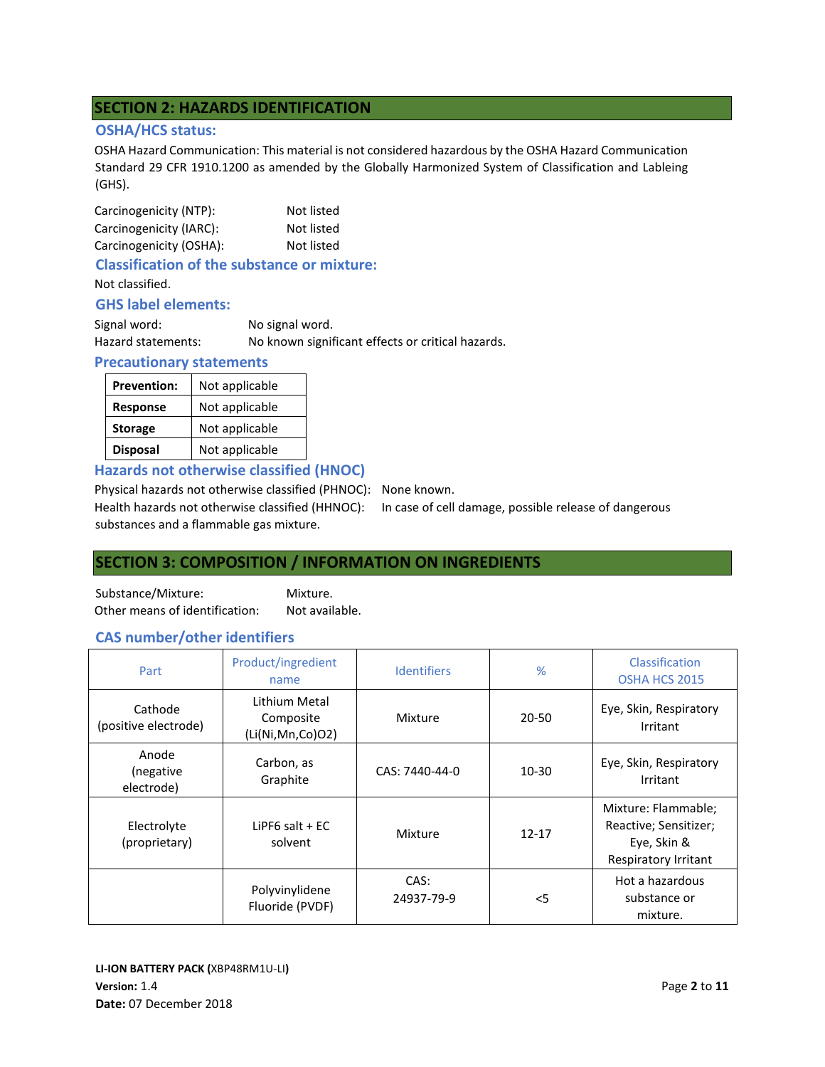## SECTION 2: HAZARDS IDENTIFICATION

### OSHA/HCS status:

OSHA Hazard Communication: This material is not considered hazardous by the OSHA Hazard Communication Standard 29 CFR 1910.1200 as amended by the Globally Harmonized System of Classification and Lableing (GHS).

Carcinogenicity (NTP): Not listed
Carcinogenicity (IARC): Not listed
Carcinogenicity (OSHA): Not listed

### Classification of the substance or mixture:

Not classified.

### GHS label elements:

Signal word: No signal word.
Hazard statements: No known significant effects or critical hazards.

### Precautionary statements

| | |
|---|---|
| **Prevention:** | Not applicable |
| **Response** | Not applicable |
| **Storage** | Not applicable |
| **Disposal** | Not applicable |

### Hazards not otherwise classified (HNOC)

Physical hazards not otherwise classified (PHNOC): None known.
Health hazards not otherwise classified (HHNOC): In case of cell damage, possible release of dangerous substances and a flammable gas mixture.

## SECTION 3: COMPOSITION / INFORMATION ON INGREDIENTS

Substance/Mixture: Mixture.
Other means of identification: Not available.

### CAS number/other identifiers

| Part | Product/ingredient name | Identifiers | % | Classification OSHA HCS 2015 |
|---|---|---|---|---|
| Cathode (positive electrode) | Lithium Metal Composite (Li(Ni,Mn,Co)O2) | Mixture | 20-50 | Eye, Skin, Respiratory Irritant |
| Anode (negative electrode) | Carbon, as Graphite | CAS: 7440-44-0 | 10-30 | Eye, Skin, Respiratory Irritant |
| Electrolyte (proprietary) | LiPF6 salt + EC solvent | Mixture | 12-17 | Mixture: Flammable; Reactive; Sensitizer; Eye, Skin & Respiratory Irritant |
| | Polyvinylidene Fluoride (PVDF) | CAS: 24937-79-9 | <5 | Hot a hazardous substance or mixture. |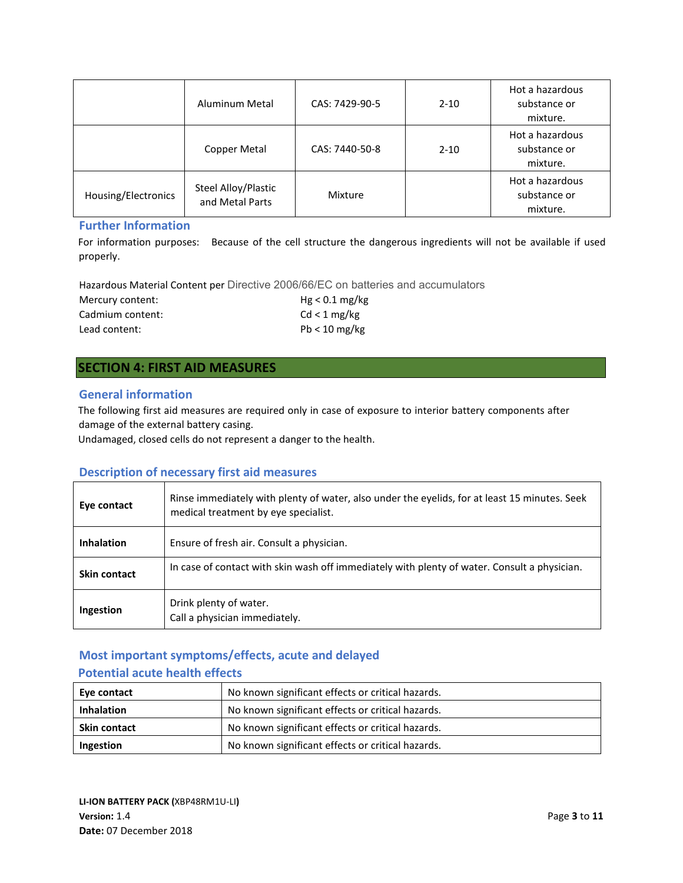| | Aluminum Metal | CAS: 7429-90-5 | 2-10 | Hot a hazardous substance or mixture. |
|---|---|---|---|---|
| | Copper Metal | CAS: 7440-50-8 | 2-10 | Hot a hazardous substance or mixture. |
| Housing/Electronics | Steel Alloy/Plastic and Metal Parts | Mixture | | Hot a hazardous substance or mixture. |

### Further Information

For information purposes: Because of the cell structure the dangerous ingredients will not be available if used properly.

Hazardous Material Content per Directive 2006/66/EC on batteries and accumulators

Mercury content: Hg < 0.1 mg/kg
Cadmium content: Cd < 1 mg/kg
Lead content: Pb < 10 mg/kg

## SECTION 4: FIRST AID MEASURES

### General information

The following first aid measures are required only in case of exposure to interior battery components after damage of the external battery casing.
Undamaged, closed cells do not represent a danger to the health.

### Description of necessary first aid measures

| | |
|---|---|
| **Eye contact** | Rinse immediately with plenty of water, also under the eyelids, for at least 15 minutes. Seek medical treatment by eye specialist. |
| **Inhalation** | Ensure of fresh air. Consult a physician. |
| **Skin contact** | In case of contact with skin wash off immediately with plenty of water. Consult a physician. |
| **Ingestion** | Drink plenty of water.<br>Call a physician immediately. |

### Most important symptoms/effects, acute and delayed

### Potential acute health effects

| | |
|---|---|
| **Eye contact** | No known significant effects or critical hazards. |
| **Inhalation** | No known significant effects or critical hazards. |
| **Skin contact** | No known significant effects or critical hazards. |
| **Ingestion** | No known significant effects or critical hazards. |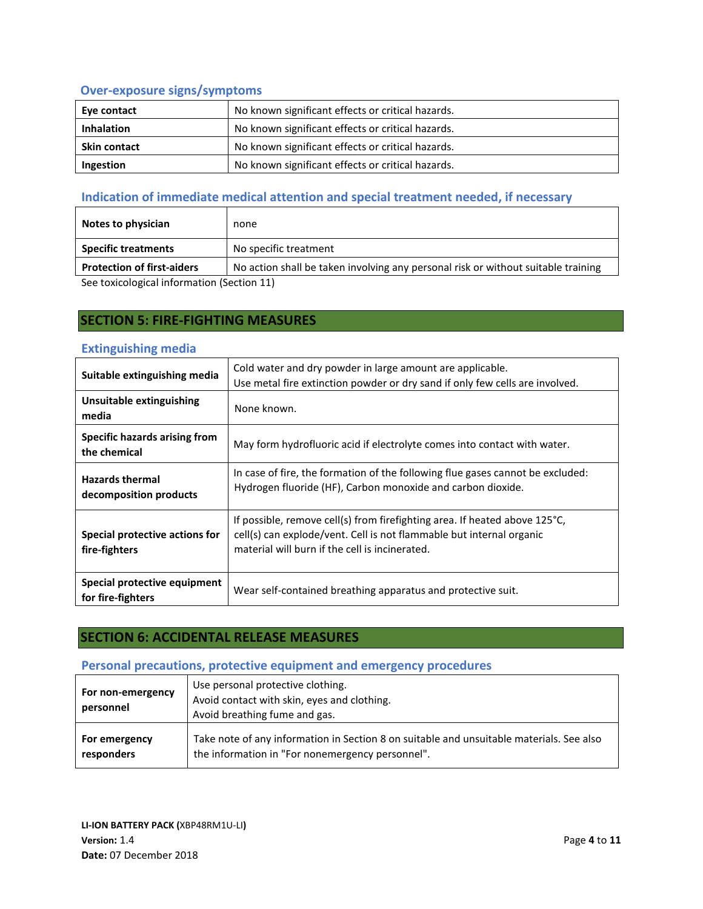### Over-exposure signs/symptoms

| | |
|---|---|
| **Eye contact** | No known significant effects or critical hazards. |
| **Inhalation** | No known significant effects or critical hazards. |
| **Skin contact** | No known significant effects or critical hazards. |
| **Ingestion** | No known significant effects or critical hazards. |

### Indication of immediate medical attention and special treatment needed, if necessary

| | |
|---|---|
| **Notes to physician** | none |
| **Specific treatments** | No specific treatment |
| **Protection of first-aiders** | No action shall be taken involving any personal risk or without suitable training |

See toxicological information (Section 11)

## SECTION 5: FIRE-FIGHTING MEASURES

### Extinguishing media

| | |
|---|---|
| **Suitable extinguishing media** | Cold water and dry powder in large amount are applicable.<br>Use metal fire extinction powder or dry sand if only few cells are involved. |
| **Unsuitable extinguishing media** | None known. |
| **Specific hazards arising from the chemical** | May form hydrofluoric acid if electrolyte comes into contact with water. |
| **Hazards thermal decomposition products** | In case of fire, the formation of the following flue gases cannot be excluded: Hydrogen fluoride (HF), Carbon monoxide and carbon dioxide. |
| **Special protective actions for fire-fighters** | If possible, remove cell(s) from firefighting area. If heated above 125°C, cell(s) can explode/vent. Cell is not flammable but internal organic material will burn if the cell is incinerated. |
| **Special protective equipment for fire-fighters** | Wear self-contained breathing apparatus and protective suit. |

## SECTION 6: ACCIDENTAL RELEASE MEASURES

### Personal precautions, protective equipment and emergency procedures

| | |
|---|---|
| **For non-emergency personnel** | Use personal protective clothing.<br>Avoid contact with skin, eyes and clothing.<br>Avoid breathing fume and gas. |
| **For emergency responders** | Take note of any information in Section 8 on suitable and unsuitable materials. See also the information in "For nonemergency personnel". |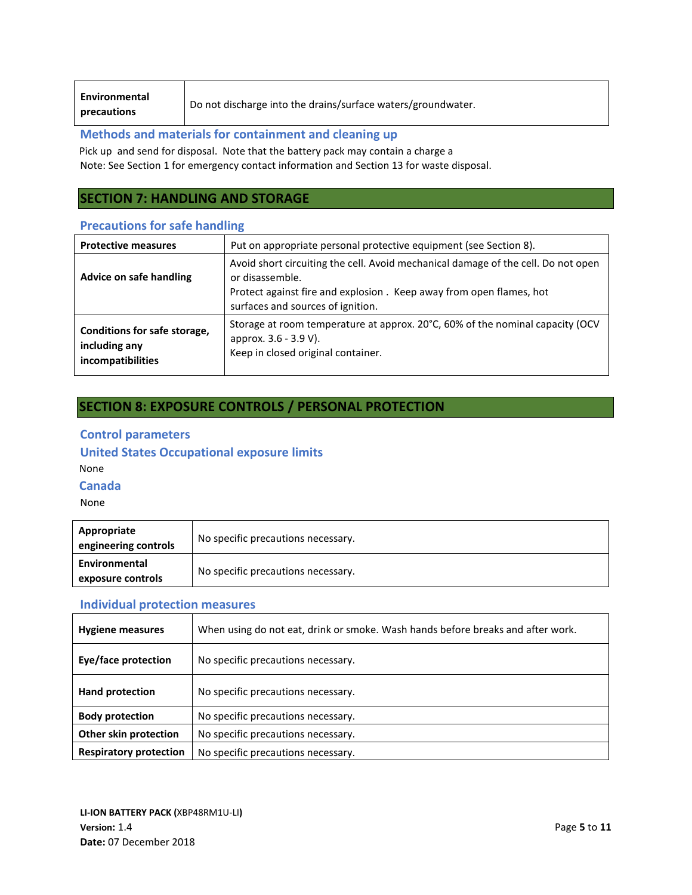| Environmental precautions | Do not discharge into the drains/surface waters/groundwater. |
|---|---|

### Methods and materials for containment and cleaning up

Pick up and send for disposal. Note that the battery pack may contain a charge a
Note: See Section 1 for emergency contact information and Section 13 for waste disposal.

## SECTION 7: HANDLING AND STORAGE

### Precautions for safe handling

| Protective measures | Put on appropriate personal protective equipment (see Section 8). |
|---|---|
| Advice on safe handling | Avoid short circuiting the cell. Avoid mechanical damage of the cell. Do not open or disassemble.<br>Protect against fire and explosion . Keep away from open flames, hot surfaces and sources of ignition. |
| Conditions for safe storage, including any incompatibilities | Storage at room temperature at approx. 20°C, 60% of the nominal capacity (OCV approx. 3.6 - 3.9 V).<br>Keep in closed original container. |

## SECTION 8: EXPOSURE CONTROLS / PERSONAL PROTECTION

### Control parameters

### United States Occupational exposure limits

None

### Canada

None

| Appropriate engineering controls | No specific precautions necessary. |
|---|---|
| Environmental exposure controls | No specific precautions necessary. |

### Individual protection measures

| Hygiene measures | When using do not eat, drink or smoke. Wash hands before breaks and after work. |
|---|---|
| Eye/face protection | No specific precautions necessary. |
| Hand protection | No specific precautions necessary. |
| Body protection | No specific precautions necessary. |
| Other skin protection | No specific precautions necessary. |
| Respiratory protection | No specific precautions necessary. |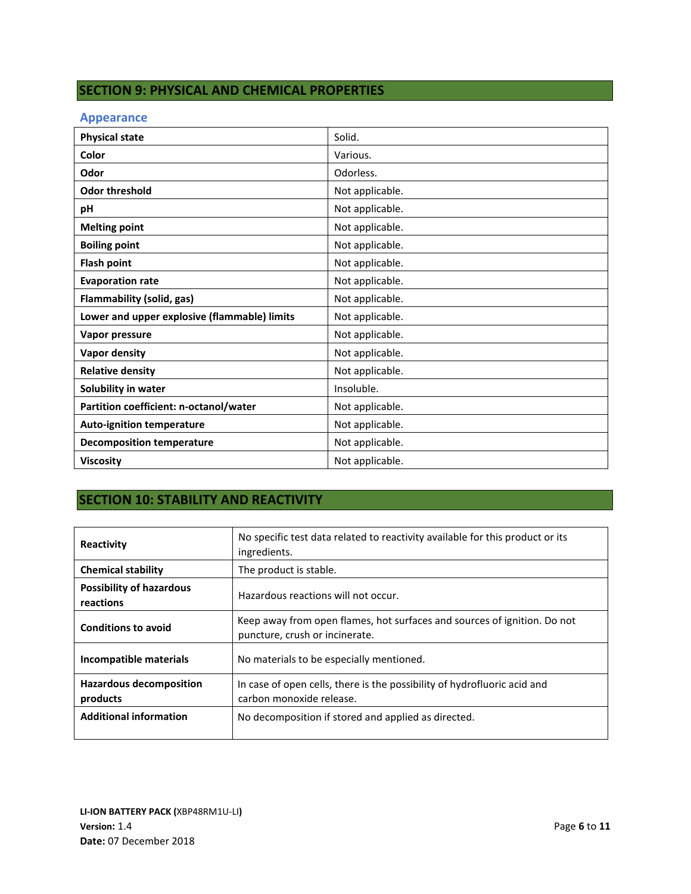## SECTION 9: PHYSICAL AND CHEMICAL PROPERTIES

### Appearance

| | |
|---|---|
| **Physical state** | Solid. |
| **Color** | Various. |
| **Odor** | Odorless. |
| **Odor threshold** | Not applicable. |
| **pH** | Not applicable. |
| **Melting point** | Not applicable. |
| **Boiling point** | Not applicable. |
| **Flash point** | Not applicable. |
| **Evaporation rate** | Not applicable. |
| **Flammability (solid, gas)** | Not applicable. |
| **Lower and upper explosive (flammable) limits** | Not applicable. |
| **Vapor pressure** | Not applicable. |
| **Vapor density** | Not applicable. |
| **Relative density** | Not applicable. |
| **Solubility in water** | Insoluble. |
| **Partition coefficient: n-octanol/water** | Not applicable. |
| **Auto-ignition temperature** | Not applicable. |
| **Decomposition temperature** | Not applicable. |
| **Viscosity** | Not applicable. |

## SECTION 10: STABILITY AND REACTIVITY

| | |
|---|---|
| **Reactivity** | No specific test data related to reactivity available for this product or its ingredients. |
| **Chemical stability** | The product is stable. |
| **Possibility of hazardous reactions** | Hazardous reactions will not occur. |
| **Conditions to avoid** | Keep away from open flames, hot surfaces and sources of ignition. Do not puncture, crush or incinerate. |
| **Incompatible materials** | No materials to be especially mentioned. |
| **Hazardous decomposition products** | In case of open cells, there is the possibility of hydrofluoric acid and carbon monoxide release. |
| **Additional information** | No decomposition if stored and applied as directed. |

**LI-ION BATTERY PACK (**XBP48RM1U-LI**)**
**Version:** 1.4
**Date:** 07 December 2018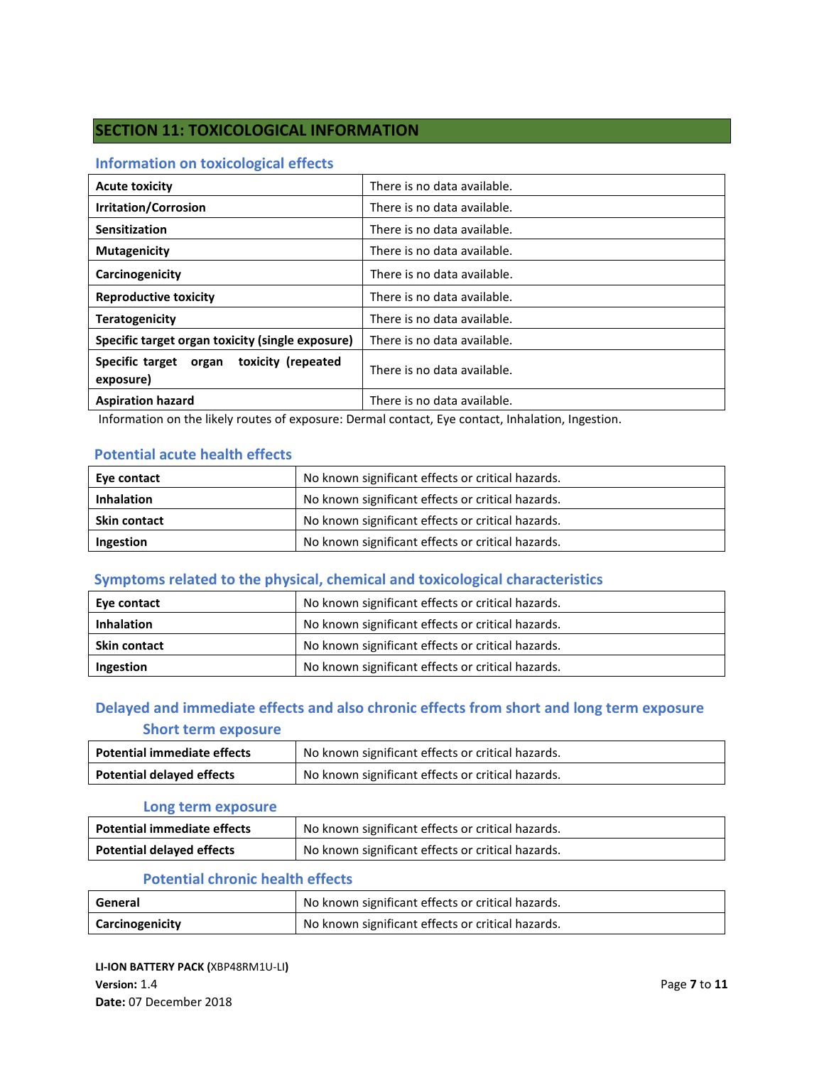## SECTION 11: TOXICOLOGICAL INFORMATION

### Information on toxicological effects

| | |
|---|---|
| **Acute toxicity** | There is no data available. |
| **Irritation/Corrosion** | There is no data available. |
| **Sensitization** | There is no data available. |
| **Mutagenicity** | There is no data available. |
| **Carcinogenicity** | There is no data available. |
| **Reproductive toxicity** | There is no data available. |
| **Teratogenicity** | There is no data available. |
| **Specific target organ toxicity (single exposure)** | There is no data available. |
| **Specific target organ toxicity (repeated exposure)** | There is no data available. |
| **Aspiration hazard** | There is no data available. |

Information on the likely routes of exposure: Dermal contact, Eye contact, Inhalation, Ingestion.

### Potential acute health effects

| | |
|---|---|
| **Eye contact** | No known significant effects or critical hazards. |
| **Inhalation** | No known significant effects or critical hazards. |
| **Skin contact** | No known significant effects or critical hazards. |
| **Ingestion** | No known significant effects or critical hazards. |

### Symptoms related to the physical, chemical and toxicological characteristics

| | |
|---|---|
| **Eye contact** | No known significant effects or critical hazards. |
| **Inhalation** | No known significant effects or critical hazards. |
| **Skin contact** | No known significant effects or critical hazards. |
| **Ingestion** | No known significant effects or critical hazards. |

### Delayed and immediate effects and also chronic effects from short and long term exposure

#### Short term exposure

| | |
|---|---|
| **Potential immediate effects** | No known significant effects or critical hazards. |
| **Potential delayed effects** | No known significant effects or critical hazards. |

#### Long term exposure

| | |
|---|---|
| **Potential immediate effects** | No known significant effects or critical hazards. |
| **Potential delayed effects** | No known significant effects or critical hazards. |

#### Potential chronic health effects

| | |
|---|---|
| **General** | No known significant effects or critical hazards. |
| **Carcinogenicity** | No known significant effects or critical hazards. |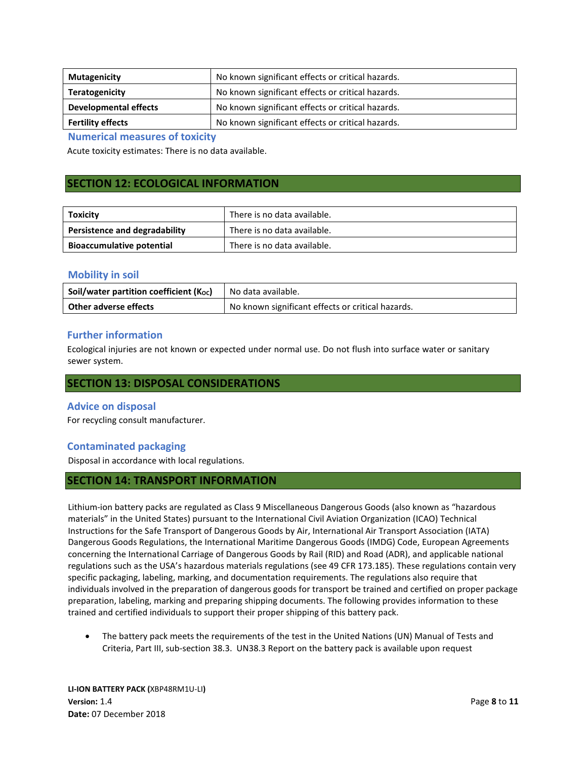| Mutagenicity | No known significant effects or critical hazards. |
|---|---|
| Teratogenicity | No known significant effects or critical hazards. |
| Developmental effects | No known significant effects or critical hazards. |
| Fertility effects | No known significant effects or critical hazards. |

### Numerical measures of toxicity

Acute toxicity estimates: There is no data available.

## SECTION 12: ECOLOGICAL INFORMATION

| Toxicity | There is no data available. |
|---|---|
| Persistence and degradability | There is no data available. |
| Bioaccumulative potential | There is no data available. |

### Mobility in soil

| Soil/water partition coefficient ($K_{OC}$) | No data available. |
|---|---|
| Other adverse effects | No known significant effects or critical hazards. |

### Further information

Ecological injuries are not known or expected under normal use. Do not flush into surface water or sanitary sewer system.

## SECTION 13: DISPOSAL CONSIDERATIONS

### Advice on disposal

For recycling consult manufacturer.

### Contaminated packaging

Disposal in accordance with local regulations.

## SECTION 14: TRANSPORT INFORMATION

Lithium-ion battery packs are regulated as Class 9 Miscellaneous Dangerous Goods (also known as "hazardous materials" in the United States) pursuant to the International Civil Aviation Organization (ICAO) Technical Instructions for the Safe Transport of Dangerous Goods by Air, International Air Transport Association (IATA) Dangerous Goods Regulations, the International Maritime Dangerous Goods (IMDG) Code, European Agreements concerning the International Carriage of Dangerous Goods by Rail (RID) and Road (ADR), and applicable national regulations such as the USA's hazardous materials regulations (see 49 CFR 173.185). These regulations contain very specific packaging, labeling, marking, and documentation requirements. The regulations also require that individuals involved in the preparation of dangerous goods for transport be trained and certified on proper package preparation, labeling, marking and preparing shipping documents. The following provides information to these trained and certified individuals to support their proper shipping of this battery pack.

- The battery pack meets the requirements of the test in the United Nations (UN) Manual of Tests and Criteria, Part III, sub-section 38.3. UN38.3 Report on the battery pack is available upon request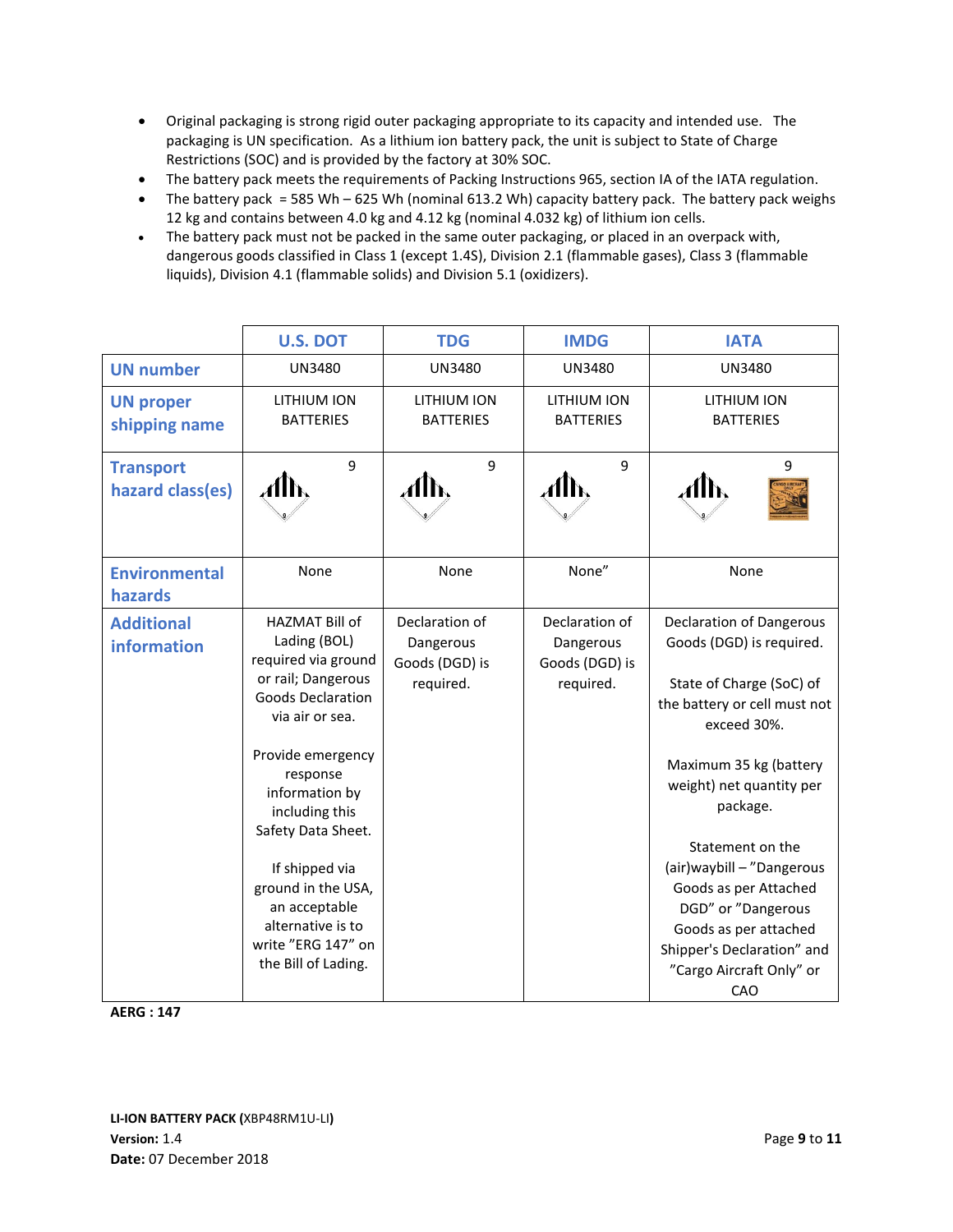- Original packaging is strong rigid outer packaging appropriate to its capacity and intended use. The packaging is UN specification. As a lithium ion battery pack, the unit is subject to State of Charge Restrictions (SOC) and is provided by the factory at 30% SOC.
- The battery pack meets the requirements of Packing Instructions 965, section IA of the IATA regulation.
- The battery pack = 585 Wh – 625 Wh (nominal 613.2 Wh) capacity battery pack. The battery pack weighs 12 kg and contains between 4.0 kg and 4.12 kg (nominal 4.032 kg) of lithium ion cells.
- The battery pack must not be packed in the same outer packaging, or placed in an overpack with, dangerous goods classified in Class 1 (except 1.4S), Division 2.1 (flammable gases), Class 3 (flammable liquids), Division 4.1 (flammable solids) and Division 5.1 (oxidizers).

| | U.S. DOT | TDG | IMDG | IATA |
|---|---|---|---|---|
| UN number | UN3480 | UN3480 | UN3480 | UN3480 |
| UN proper shipping name | LITHIUM ION BATTERIES | LITHIUM ION BATTERIES | LITHIUM ION BATTERIES | LITHIUM ION BATTERIES |
| Transport hazard class(es) | 9 | 9 | 9 | 9 |
| Environmental hazards | None | None | None" | None |
| Additional information | HAZMAT Bill of Lading (BOL) required via ground or rail; Dangerous Goods Declaration via air or sea.<br><br>Provide emergency response information by including this Safety Data Sheet.<br><br>If shipped via ground in the USA, an acceptable alternative is to write "ERG 147" on the Bill of Lading. | Declaration of Dangerous Goods (DGD) is required. | Declaration of Dangerous Goods (DGD) is required. | Declaration of Dangerous Goods (DGD) is required.<br><br>State of Charge (SoC) of the battery or cell must not exceed 30%.<br><br>Maximum 35 kg (battery weight) net quantity per package.<br><br>Statement on the (air)waybill – "Dangerous Goods as per Attached DGD" or "Dangerous Goods as per attached Shipper's Declaration" and "Cargo Aircraft Only" or CAO |

**AERG : 147**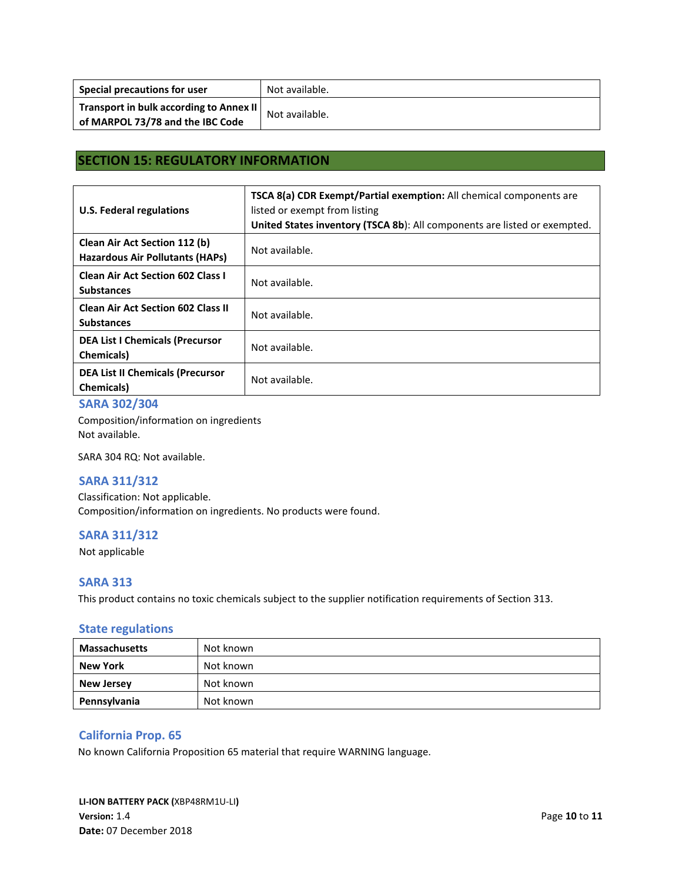| Special precautions for user | Not available. |
| --- | --- |
| Transport in bulk according to Annex II of MARPOL 73/78 and the IBC Code | Not available. |

## SECTION 15: REGULATORY INFORMATION

| U.S. Federal regulations | **TSCA 8(a) CDR Exempt/Partial exemption:** All chemical components are listed or exempt from listing<br>**United States inventory (TSCA 8b)**: All components are listed or exempted. |
| --- | --- |
| Clean Air Act Section 112 (b) Hazardous Air Pollutants (HAPs) | Not available. |
| Clean Air Act Section 602 Class I Substances | Not available. |
| Clean Air Act Section 602 Class II Substances | Not available. |
| DEA List I Chemicals (Precursor Chemicals) | Not available. |
| DEA List II Chemicals (Precursor Chemicals) | Not available. |

### SARA 302/304

Composition/information on ingredients
Not available.

SARA 304 RQ: Not available.

### SARA 311/312

Classification: Not applicable.
Composition/information on ingredients. No products were found.

### SARA 311/312

Not applicable

### SARA 313

This product contains no toxic chemicals subject to the supplier notification requirements of Section 313.

### State regulations

| Massachusetts | Not known |
| --- | --- |
| New York | Not known |
| New Jersey | Not known |
| Pennsylvania | Not known |

### California Prop. 65

No known California Proposition 65 material that require WARNING language.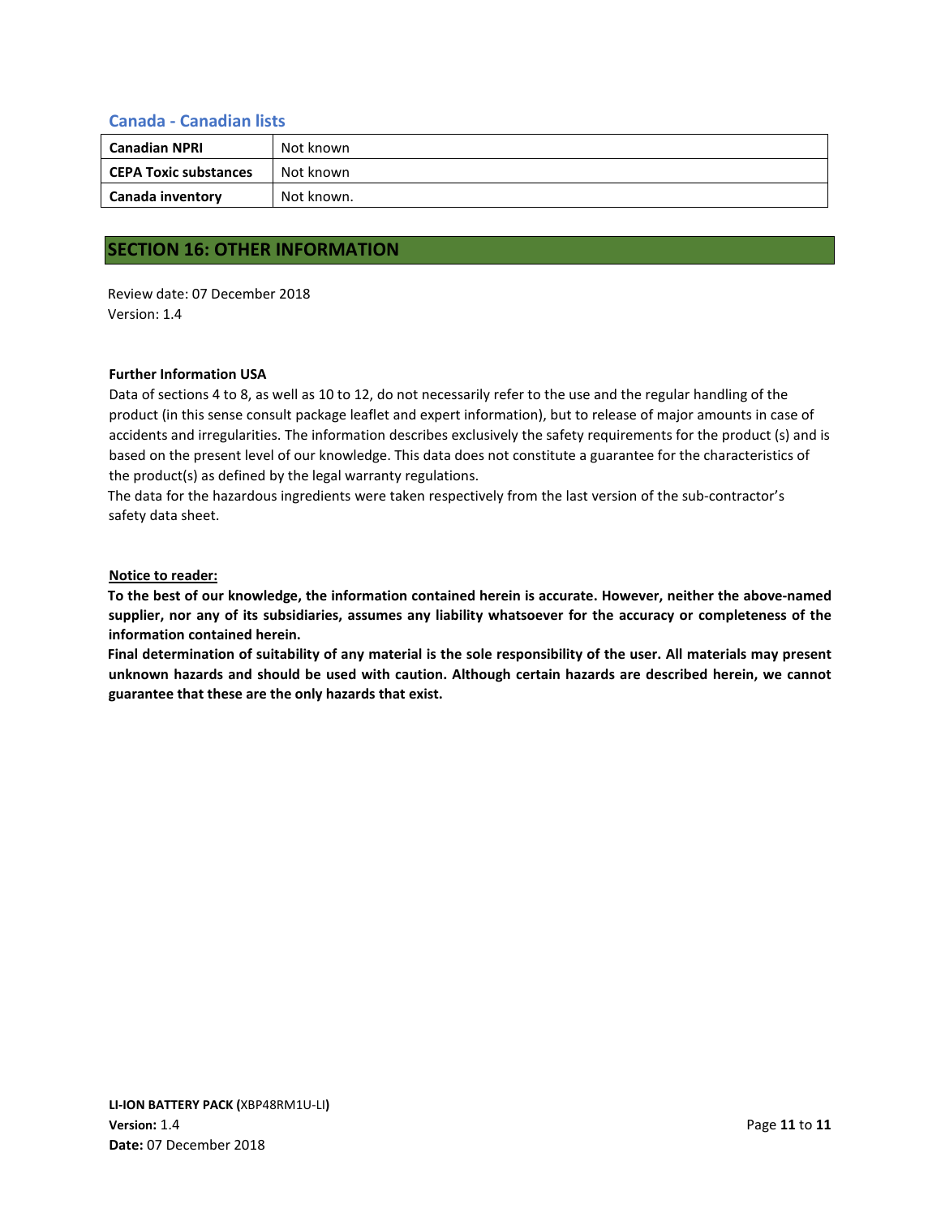### Canada - Canadian lists

| | |
|---|---|
| **Canadian NPRI** | Not known |
| **CEPA Toxic substances** | Not known |
| **Canada inventory** | Not known. |

## SECTION 16: OTHER INFORMATION

Review date: 07 December 2018
Version: 1.4

**Further Information USA**

Data of sections 4 to 8, as well as 10 to 12, do not necessarily refer to the use and the regular handling of the product (in this sense consult package leaflet and expert information), but to release of major amounts in case of accidents and irregularities. The information describes exclusively the safety requirements for the product (s) and is based on the present level of our knowledge. This data does not constitute a guarantee for the characteristics of the product(s) as defined by the legal warranty regulations.

The data for the hazardous ingredients were taken respectively from the last version of the sub-contractor's safety data sheet.

**Notice to reader:**

**To the best of our knowledge, the information contained herein is accurate. However, neither the above-named supplier, nor any of its subsidiaries, assumes any liability whatsoever for the accuracy or completeness of the information contained herein.**

**Final determination of suitability of any material is the sole responsibility of the user. All materials may present unknown hazards and should be used with caution. Although certain hazards are described herein, we cannot guarantee that these are the only hazards that exist.**